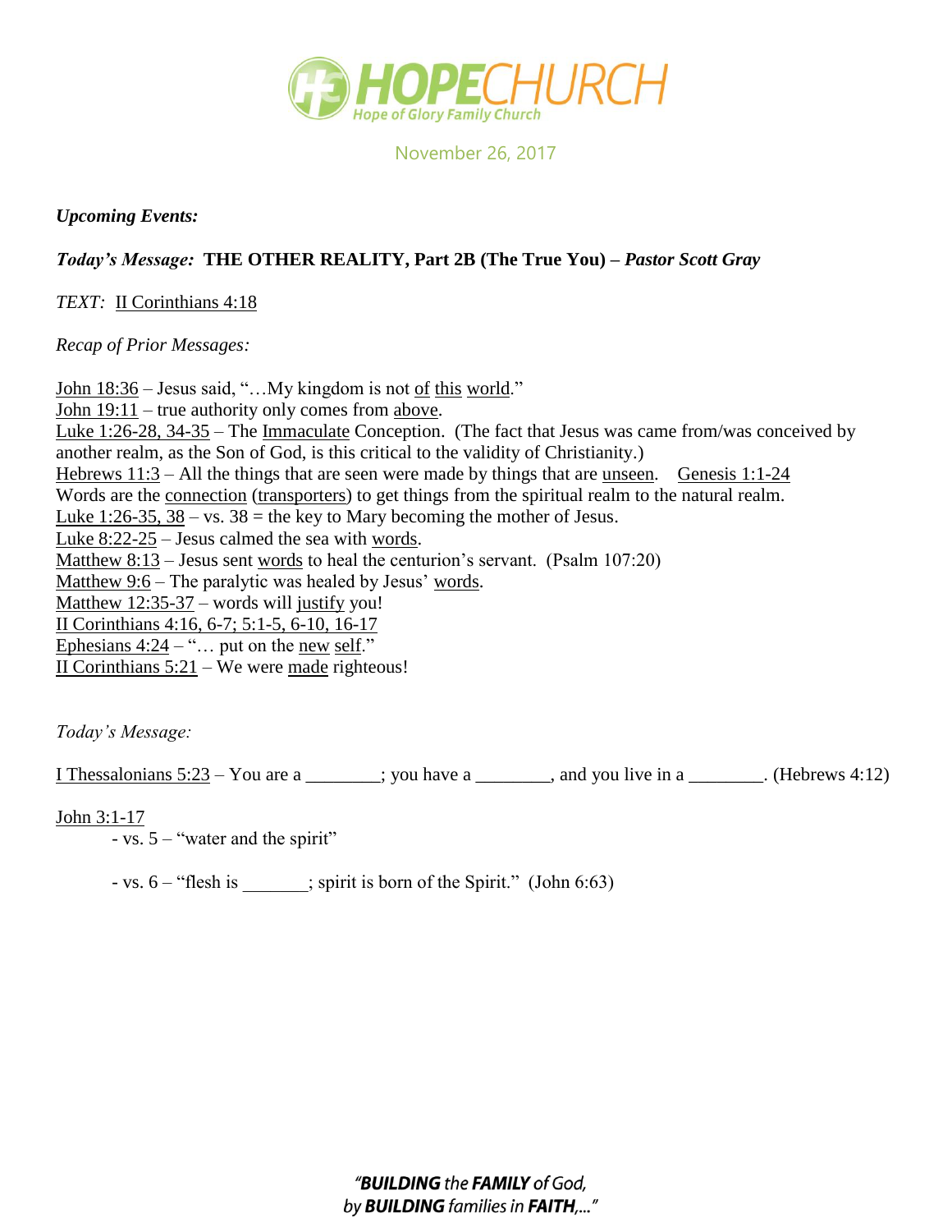# HOPECHURCH

Hope of Glory Family Church

November 26, 2017

***Upcoming Events:***

***Today's Message:*** **THE OTHER REALITY, Part 2B (The True You) –** ***Pastor Scott Gray***

*TEXT:* II Corinthians 4:18

*Recap of Prior Messages:*

John 18:36 – Jesus said, "…My kingdom is not of this world."
John 19:11 – true authority only comes from above.
Luke 1:26-28, 34-35 – The Immaculate Conception. (The fact that Jesus was came from/was conceived by another realm, as the Son of God, is this critical to the validity of Christianity.)
Hebrews 11:3 – All the things that are seen were made by things that are unseen. Genesis 1:1-24
Words are the connection (transporters) to get things from the spiritual realm to the natural realm.
Luke 1:26-35, 38 – vs. 38 = the key to Mary becoming the mother of Jesus.
Luke 8:22-25 – Jesus calmed the sea with words.
Matthew 8:13 – Jesus sent words to heal the centurion's servant. (Psalm 107:20)
Matthew 9:6 – The paralytic was healed by Jesus' words.
Matthew 12:35-37 – words will justify you!
II Corinthians 4:16, 6-7; 5:1-5, 6-10, 16-17
Ephesians 4:24 – "… put on the new self."
II Corinthians 5:21 – We were made righteous!

*Today's Message:*

I Thessalonians 5:23 – You are a ________; you have a ________, and you live in a ________. (Hebrews 4:12)

John 3:1-17

- vs. 5 – "water and the spirit"

- vs. 6 – "flesh is _______; spirit is born of the Spirit." (John 6:63)

*"**BUILDING** the **FAMILY** of God, by **BUILDING** families in **FAITH**,…"*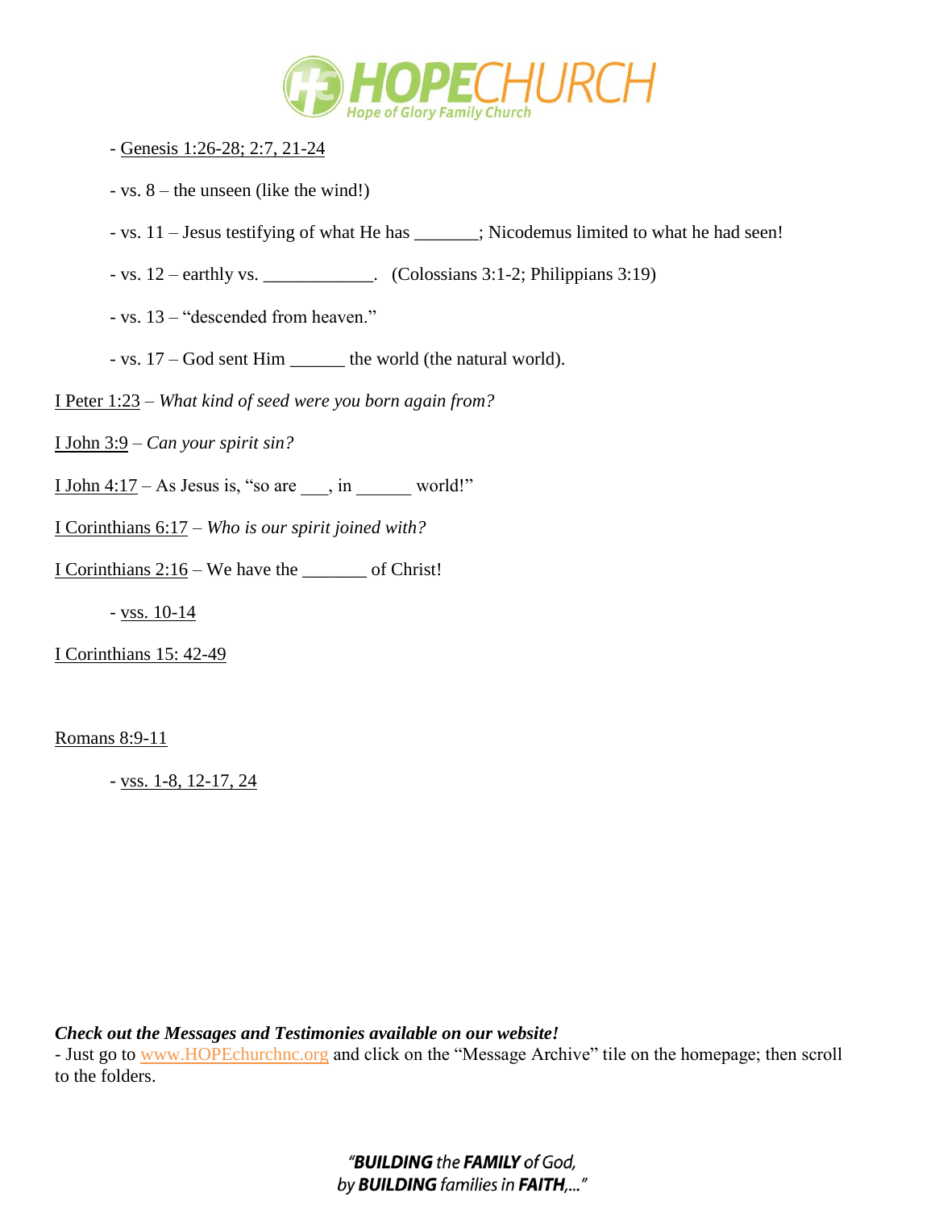- Genesis 1:26-28; 2:7, 21-24

- vs. 8 – the unseen (like the wind!)

- vs. 11 – Jesus testifying of what He has _______; Nicodemus limited to what he had seen!

- vs. 12 – earthly vs. ____________. (Colossians 3:1-2; Philippians 3:19)

- vs. 13 – "descended from heaven."

- vs. 17 – God sent Him ______ the world (the natural world).

I Peter 1:23 – *What kind of seed were you born again from?*

I John 3:9 – *Can your spirit sin?*

I John 4:17 – As Jesus is, "so are ___, in ______ world!"

I Corinthians 6:17 – *Who is our spirit joined with?*

I Corinthians 2:16 – We have the _______ of Christ!

- vss. 10-14

I Corinthians 15: 42-49

Romans 8:9-11

- vss. 1-8, 12-17, 24

***Check out the Messages and Testimonies available on our website!***
- Just go to www.HOPEchurchnc.org and click on the "Message Archive" tile on the homepage; then scroll to the folders.

*"**BUILDING** the **FAMILY** of God, by **BUILDING** families in **FAITH**,..."*